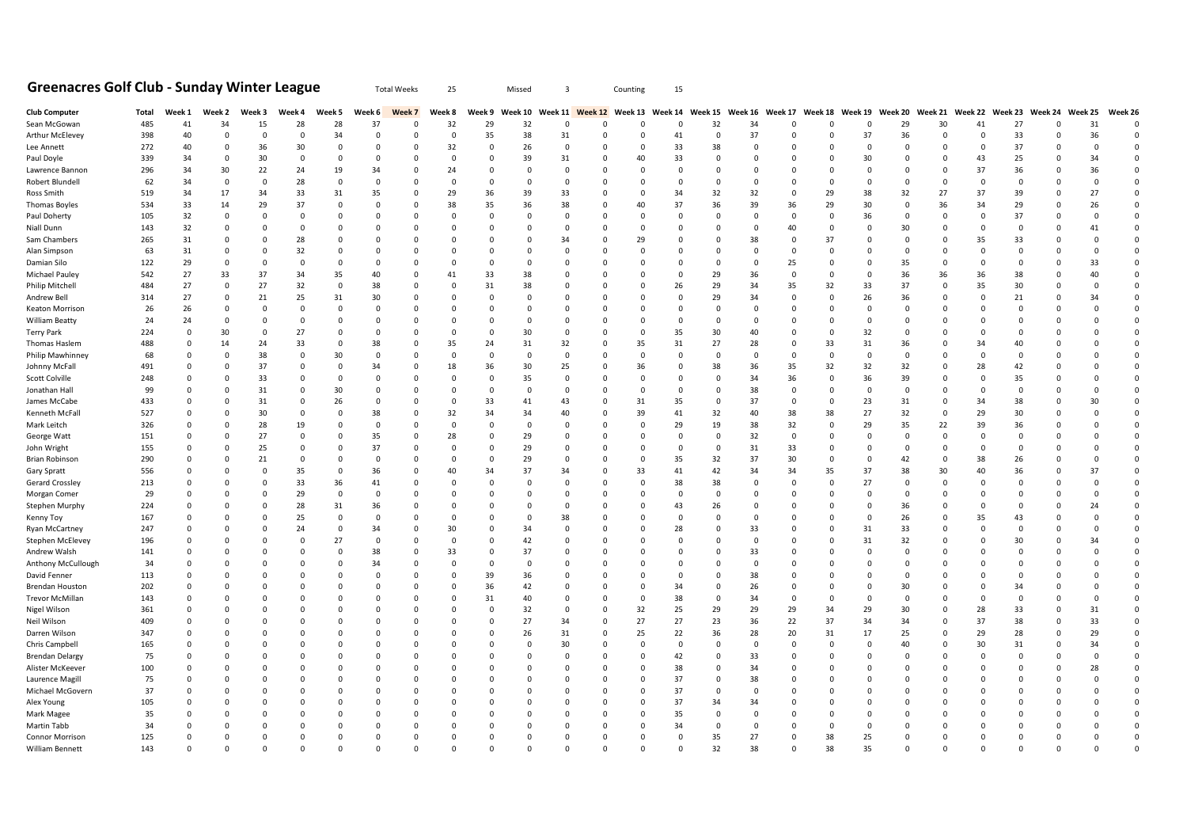## Greenacres Golf Club - Sunday Winter League

Total Weeks 25 Missed 3 Counting 15

| Club Computer | Total | Week 1 | Week 2 | Week 3 | Week 4 | Week 5 | Week 6 | Week 7 | Week 8 | Week 9 | Week 10 | Week 11 | Week 12 | Week 13 | Week 14 | Week 15 | Week 16 | Week 17 | Week 18 | Week 19 | Week 20 | Week 21 | Week 22 | Week 23 | Week 24 | Week 25 | Week 26 |
|---|---|---|---|---|---|---|---|---|---|---|---|---|---|---|---|---|---|---|---|---|---|---|---|---|---|---|---|
| Sean McGowan | 485 | 41 | 34 | 15 | 28 | 28 | 37 | 0 | 32 | 29 | 32 | 0 | 0 | 0 | 0 | 32 | 34 | 0 | 0 | 0 | 29 | 30 | 41 | 27 | 0 | 31 | 0 |
| Arthur McElevey | 398 | 40 | 0 | 0 | 0 | 34 | 0 | 0 | 0 | 35 | 38 | 31 | 0 | 0 | 41 | 0 | 37 | 0 | 0 | 37 | 36 | 0 | 0 | 33 | 0 | 36 | 0 |
| Lee Annett | 272 | 40 | 0 | 36 | 30 | 0 | 0 | 0 | 32 | 0 | 26 | 0 | 0 | 0 | 33 | 38 | 0 | 0 | 0 | 0 | 0 | 0 | 0 | 37 | 0 | 0 | 0 |
| Paul Doyle | 339 | 34 | 0 | 30 | 0 | 0 | 0 | 0 | 0 | 0 | 39 | 31 | 0 | 40 | 33 | 0 | 0 | 0 | 0 | 30 | 0 | 0 | 43 | 25 | 0 | 34 | 0 |
| Lawrence Bannon | 296 | 34 | 30 | 22 | 24 | 19 | 34 | 0 | 24 | 0 | 0 | 0 | 0 | 0 | 0 | 0 | 0 | 0 | 0 | 0 | 0 | 0 | 37 | 36 | 0 | 36 | 0 |
| Robert Blundell | 62 | 34 | 0 | 0 | 28 | 0 | 0 | 0 | 0 | 0 | 0 | 0 | 0 | 0 | 0 | 0 | 0 | 0 | 0 | 0 | 0 | 0 | 0 | 0 | 0 | 0 | 0 |
| Ross Smith | 519 | 34 | 17 | 34 | 33 | 31 | 35 | 0 | 29 | 36 | 39 | 33 | 0 | 0 | 34 | 32 | 32 | 0 | 29 | 38 | 32 | 27 | 37 | 39 | 0 | 27 | 0 |
| Thomas Boyles | 534 | 33 | 14 | 29 | 37 | 0 | 0 | 0 | 38 | 35 | 36 | 38 | 0 | 40 | 37 | 36 | 39 | 36 | 29 | 30 | 0 | 36 | 34 | 29 | 0 | 26 | 0 |
| Paul Doherty | 105 | 32 | 0 | 0 | 0 | 0 | 0 | 0 | 0 | 0 | 0 | 0 | 0 | 0 | 0 | 0 | 0 | 0 | 0 | 36 | 0 | 0 | 0 | 37 | 0 | 0 | 0 |
| Niall Dunn | 143 | 32 | 0 | 0 | 0 | 0 | 0 | 0 | 0 | 0 | 0 | 0 | 0 | 0 | 0 | 0 | 0 | 40 | 0 | 0 | 30 | 0 | 0 | 0 | 0 | 41 | 0 |
| Sam Chambers | 265 | 31 | 0 | 0 | 28 | 0 | 0 | 0 | 0 | 0 | 0 | 34 | 0 | 29 | 0 | 0 | 38 | 0 | 37 | 0 | 0 | 0 | 35 | 33 | 0 | 0 | 0 |
| Alan Simpson | 63 | 31 | 0 | 0 | 32 | 0 | 0 | 0 | 0 | 0 | 0 | 0 | 0 | 0 | 0 | 0 | 0 | 0 | 0 | 0 | 0 | 0 | 0 | 0 | 0 | 0 | 0 |
| Damian Silo | 122 | 29 | 0 | 0 | 0 | 0 | 0 | 0 | 0 | 0 | 0 | 0 | 0 | 0 | 0 | 0 | 0 | 25 | 0 | 0 | 35 | 0 | 0 | 0 | 0 | 33 | 0 |
| Michael Pauley | 542 | 27 | 33 | 37 | 34 | 35 | 40 | 0 | 41 | 33 | 38 | 0 | 0 | 0 | 0 | 29 | 36 | 0 | 0 | 0 | 36 | 36 | 36 | 38 | 0 | 40 | 0 |
| Philip Mitchell | 484 | 27 | 0 | 27 | 32 | 0 | 38 | 0 | 0 | 31 | 38 | 0 | 0 | 0 | 26 | 29 | 34 | 35 | 32 | 33 | 37 | 0 | 35 | 30 | 0 | 0 | 0 |
| Andrew Bell | 314 | 27 | 0 | 21 | 25 | 31 | 30 | 0 | 0 | 0 | 0 | 0 | 0 | 0 | 0 | 29 | 34 | 0 | 0 | 26 | 36 | 0 | 0 | 21 | 0 | 34 | 0 |
| Keaton Morrison | 26 | 26 | 0 | 0 | 0 | 0 | 0 | 0 | 0 | 0 | 0 | 0 | 0 | 0 | 0 | 0 | 0 | 0 | 0 | 0 | 0 | 0 | 0 | 0 | 0 | 0 | 0 |
| William Beatty | 24 | 24 | 0 | 0 | 0 | 0 | 0 | 0 | 0 | 0 | 0 | 0 | 0 | 0 | 0 | 0 | 0 | 0 | 0 | 0 | 0 | 0 | 0 | 0 | 0 | 0 | 0 |
| Terry Park | 224 | 0 | 30 | 0 | 27 | 0 | 0 | 0 | 0 | 0 | 30 | 0 | 0 | 0 | 35 | 30 | 40 | 0 | 0 | 32 | 0 | 0 | 0 | 0 | 0 | 0 | 0 |
| Thomas Haslem | 488 | 0 | 14 | 24 | 33 | 0 | 38 | 0 | 35 | 24 | 31 | 32 | 0 | 35 | 31 | 27 | 28 | 0 | 33 | 31 | 36 | 0 | 34 | 40 | 0 | 0 | 0 |
| Philip Mawhinney | 68 | 0 | 0 | 38 | 0 | 30 | 0 | 0 | 0 | 0 | 0 | 0 | 0 | 0 | 0 | 0 | 0 | 0 | 0 | 0 | 0 | 0 | 0 | 0 | 0 | 0 | 0 |
| Johnny McFall | 491 | 0 | 0 | 37 | 0 | 0 | 34 | 0 | 18 | 36 | 30 | 25 | 0 | 36 | 0 | 38 | 36 | 35 | 32 | 32 | 32 | 0 | 28 | 42 | 0 | 0 | 0 |
| Scott Colville | 248 | 0 | 0 | 33 | 0 | 0 | 0 | 0 | 0 | 0 | 35 | 0 | 0 | 0 | 0 | 0 | 34 | 36 | 0 | 36 | 39 | 0 | 0 | 35 | 0 | 0 | 0 |
| Jonathan Hall | 99 | 0 | 0 | 31 | 0 | 30 | 0 | 0 | 0 | 0 | 0 | 0 | 0 | 0 | 0 | 0 | 38 | 0 | 0 | 0 | 0 | 0 | 0 | 0 | 0 | 0 | 0 |
| James McCabe | 433 | 0 | 0 | 31 | 0 | 26 | 0 | 0 | 0 | 33 | 41 | 43 | 0 | 31 | 35 | 0 | 37 | 0 | 0 | 23 | 31 | 0 | 34 | 38 | 0 | 30 | 0 |
| Kenneth McFall | 527 | 0 | 0 | 30 | 0 | 0 | 38 | 0 | 32 | 34 | 34 | 40 | 0 | 39 | 41 | 32 | 40 | 38 | 38 | 27 | 32 | 0 | 29 | 30 | 0 | 0 | 0 |
| Mark Leitch | 326 | 0 | 0 | 28 | 19 | 0 | 0 | 0 | 0 | 0 | 0 | 0 | 0 | 0 | 29 | 19 | 38 | 32 | 0 | 29 | 35 | 22 | 39 | 36 | 0 | 0 | 0 |
| George Watt | 151 | 0 | 0 | 27 | 0 | 0 | 35 | 0 | 28 | 0 | 29 | 0 | 0 | 0 | 0 | 0 | 32 | 0 | 0 | 0 | 0 | 0 | 0 | 0 | 0 | 0 | 0 |
| John Wright | 155 | 0 | 0 | 25 | 0 | 0 | 37 | 0 | 0 | 0 | 29 | 0 | 0 | 0 | 0 | 0 | 31 | 33 | 0 | 0 | 0 | 0 | 0 | 0 | 0 | 0 | 0 |
| Brian Robinson | 290 | 0 | 0 | 21 | 0 | 0 | 0 | 0 | 0 | 0 | 29 | 0 | 0 | 0 | 35 | 32 | 37 | 30 | 0 | 0 | 42 | 0 | 38 | 26 | 0 | 0 | 0 |
| Gary Spratt | 556 | 0 | 0 | 0 | 35 | 0 | 36 | 0 | 40 | 34 | 37 | 34 | 0 | 33 | 41 | 42 | 34 | 34 | 35 | 37 | 38 | 30 | 40 | 36 | 0 | 37 | 0 |
| Gerard Crossley | 213 | 0 | 0 | 0 | 33 | 36 | 41 | 0 | 0 | 0 | 0 | 0 | 0 | 0 | 38 | 38 | 0 | 0 | 0 | 27 | 0 | 0 | 0 | 0 | 0 | 0 | 0 |
| Morgan Comer | 29 | 0 | 0 | 0 | 29 | 0 | 0 | 0 | 0 | 0 | 0 | 0 | 0 | 0 | 0 | 0 | 0 | 0 | 0 | 0 | 0 | 0 | 0 | 0 | 0 | 0 | 0 |
| Stephen Murphy | 224 | 0 | 0 | 0 | 28 | 31 | 36 | 0 | 0 | 0 | 0 | 0 | 0 | 0 | 43 | 26 | 0 | 0 | 0 | 0 | 36 | 0 | 0 | 0 | 0 | 24 | 0 |
| Kenny Toy | 167 | 0 | 0 | 0 | 25 | 0 | 0 | 0 | 0 | 0 | 0 | 38 | 0 | 0 | 0 | 0 | 0 | 0 | 0 | 0 | 26 | 0 | 35 | 43 | 0 | 0 | 0 |
| Ryan McCartney | 247 | 0 | 0 | 0 | 24 | 0 | 34 | 0 | 30 | 0 | 34 | 0 | 0 | 0 | 28 | 0 | 33 | 0 | 0 | 31 | 33 | 0 | 0 | 0 | 0 | 0 | 0 |
| Stephen McElevey | 196 | 0 | 0 | 0 | 0 | 27 | 0 | 0 | 0 | 0 | 42 | 0 | 0 | 0 | 0 | 0 | 0 | 0 | 0 | 31 | 32 | 0 | 0 | 30 | 0 | 34 | 0 |
| Andrew Walsh | 141 | 0 | 0 | 0 | 0 | 0 | 38 | 0 | 33 | 0 | 37 | 0 | 0 | 0 | 0 | 0 | 33 | 0 | 0 | 0 | 0 | 0 | 0 | 0 | 0 | 0 | 0 |
| Anthony McCullough | 34 | 0 | 0 | 0 | 0 | 0 | 34 | 0 | 0 | 0 | 0 | 0 | 0 | 0 | 0 | 0 | 0 | 0 | 0 | 0 | 0 | 0 | 0 | 0 | 0 | 0 | 0 |
| David Fenner | 113 | 0 | 0 | 0 | 0 | 0 | 0 | 0 | 0 | 39 | 36 | 0 | 0 | 0 | 0 | 0 | 38 | 0 | 0 | 0 | 0 | 0 | 0 | 0 | 0 | 0 | 0 |
| Brendan Houston | 202 | 0 | 0 | 0 | 0 | 0 | 0 | 0 | 0 | 36 | 42 | 0 | 0 | 0 | 34 | 0 | 26 | 0 | 0 | 0 | 30 | 0 | 0 | 34 | 0 | 0 | 0 |
| Trevor McMillan | 143 | 0 | 0 | 0 | 0 | 0 | 0 | 0 | 0 | 31 | 40 | 0 | 0 | 0 | 38 | 0 | 34 | 0 | 0 | 0 | 0 | 0 | 0 | 0 | 0 | 0 | 0 |
| Nigel Wilson | 361 | 0 | 0 | 0 | 0 | 0 | 0 | 0 | 0 | 0 | 32 | 0 | 0 | 32 | 25 | 29 | 29 | 29 | 34 | 29 | 30 | 0 | 28 | 33 | 0 | 31 | 0 |
| Neil Wilson | 409 | 0 | 0 | 0 | 0 | 0 | 0 | 0 | 0 | 0 | 27 | 34 | 0 | 27 | 27 | 23 | 36 | 22 | 37 | 34 | 34 | 0 | 37 | 38 | 0 | 33 | 0 |
| Darren Wilson | 347 | 0 | 0 | 0 | 0 | 0 | 0 | 0 | 0 | 0 | 26 | 31 | 0 | 25 | 22 | 36 | 28 | 20 | 31 | 17 | 25 | 0 | 29 | 28 | 0 | 29 | 0 |
| Chris Campbell | 165 | 0 | 0 | 0 | 0 | 0 | 0 | 0 | 0 | 0 | 0 | 30 | 0 | 0 | 0 | 0 | 0 | 0 | 0 | 0 | 40 | 0 | 30 | 31 | 0 | 34 | 0 |
| Brendan Delargy | 75 | 0 | 0 | 0 | 0 | 0 | 0 | 0 | 0 | 0 | 0 | 0 | 0 | 0 | 42 | 0 | 33 | 0 | 0 | 0 | 0 | 0 | 0 | 0 | 0 | 0 | 0 |
| Alister McKeever | 100 | 0 | 0 | 0 | 0 | 0 | 0 | 0 | 0 | 0 | 0 | 0 | 0 | 0 | 38 | 0 | 34 | 0 | 0 | 0 | 0 | 0 | 0 | 0 | 0 | 28 | 0 |
| Laurence Magill | 75 | 0 | 0 | 0 | 0 | 0 | 0 | 0 | 0 | 0 | 0 | 0 | 0 | 0 | 37 | 0 | 38 | 0 | 0 | 0 | 0 | 0 | 0 | 0 | 0 | 0 | 0 |
| Michael McGovern | 37 | 0 | 0 | 0 | 0 | 0 | 0 | 0 | 0 | 0 | 0 | 0 | 0 | 0 | 37 | 0 | 0 | 0 | 0 | 0 | 0 | 0 | 0 | 0 | 0 | 0 | 0 |
| Alex Young | 105 | 0 | 0 | 0 | 0 | 0 | 0 | 0 | 0 | 0 | 0 | 0 | 0 | 0 | 37 | 34 | 34 | 0 | 0 | 0 | 0 | 0 | 0 | 0 | 0 | 0 | 0 |
| Mark Magee | 35 | 0 | 0 | 0 | 0 | 0 | 0 | 0 | 0 | 0 | 0 | 0 | 0 | 0 | 35 | 0 | 0 | 0 | 0 | 0 | 0 | 0 | 0 | 0 | 0 | 0 | 0 |
| Martin Tabb | 34 | 0 | 0 | 0 | 0 | 0 | 0 | 0 | 0 | 0 | 0 | 0 | 0 | 0 | 34 | 0 | 0 | 0 | 0 | 0 | 0 | 0 | 0 | 0 | 0 | 0 | 0 |
| Connor Morrison | 125 | 0 | 0 | 0 | 0 | 0 | 0 | 0 | 0 | 0 | 0 | 0 | 0 | 0 | 0 | 35 | 27 | 0 | 38 | 25 | 0 | 0 | 0 | 0 | 0 | 0 | 0 |
| William Bennett | 143 | 0 | 0 | 0 | 0 | 0 | 0 | 0 | 0 | 0 | 0 | 0 | 0 | 0 | 0 | 32 | 38 | 0 | 38 | 35 | 0 | 0 | 0 | 0 | 0 | 0 | 0 |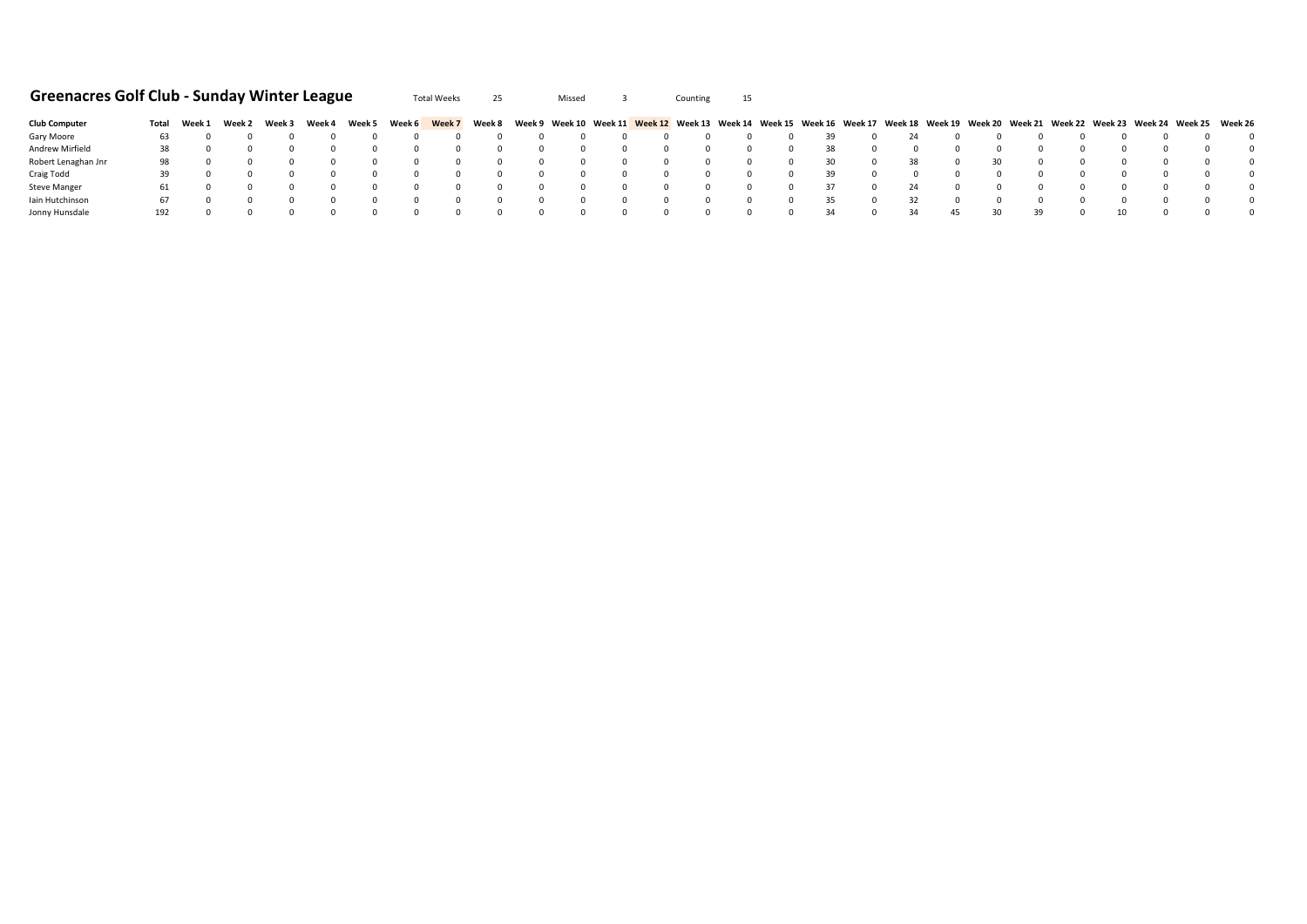## Greenacres Golf Club - Sunday Winter League

Total Weeks 25 | Missed 3 | Counting 15

| Club Computer | Total | Week 1 | Week 2 | Week 3 | Week 4 | Week 5 | Week 6 | Week 7 | Week 8 | Week 9 | Week 10 | Week 11 | Week 12 | Week 13 | Week 14 | Week 15 | Week 16 | Week 17 | Week 18 | Week 19 | Week 20 | Week 21 | Week 22 | Week 23 | Week 24 | Week 25 | Week 26 |
|---|---|---|---|---|---|---|---|---|---|---|---|---|---|---|---|---|---|---|---|---|---|---|---|---|---|---|---|
| Gary Moore | 63 | 0 | 0 | 0 | 0 | 0 | 0 | 0 | 0 | 0 | 0 | 0 | 0 | 0 | 0 | 0 | 39 | 0 | 24 | 0 | 0 | 0 | 0 | 0 | 0 | 0 | 0 |
| Andrew Mirfield | 38 | 0 | 0 | 0 | 0 | 0 | 0 | 0 | 0 | 0 | 0 | 0 | 0 | 0 | 0 | 0 | 38 | 0 | 0 | 0 | 0 | 0 | 0 | 0 | 0 | 0 | 0 |
| Robert Lenaghan Jnr | 98 | 0 | 0 | 0 | 0 | 0 | 0 | 0 | 0 | 0 | 0 | 0 | 0 | 0 | 0 | 0 | 30 | 0 | 38 | 0 | 30 | 0 | 0 | 0 | 0 | 0 | 0 |
| Craig Todd | 39 | 0 | 0 | 0 | 0 | 0 | 0 | 0 | 0 | 0 | 0 | 0 | 0 | 0 | 0 | 0 | 39 | 0 | 0 | 0 | 0 | 0 | 0 | 0 | 0 | 0 | 0 |
| Steve Manger | 61 | 0 | 0 | 0 | 0 | 0 | 0 | 0 | 0 | 0 | 0 | 0 | 0 | 0 | 0 | 0 | 37 | 0 | 24 | 0 | 0 | 0 | 0 | 0 | 0 | 0 | 0 |
| Iain Hutchinson | 67 | 0 | 0 | 0 | 0 | 0 | 0 | 0 | 0 | 0 | 0 | 0 | 0 | 0 | 0 | 0 | 35 | 0 | 32 | 0 | 0 | 0 | 0 | 0 | 0 | 0 | 0 |
| Jonny Hunsdale | 192 | 0 | 0 | 0 | 0 | 0 | 0 | 0 | 0 | 0 | 0 | 0 | 0 | 0 | 0 | 0 | 34 | 0 | 34 | 45 | 30 | 39 | 0 | 10 | 0 | 0 | 0 |